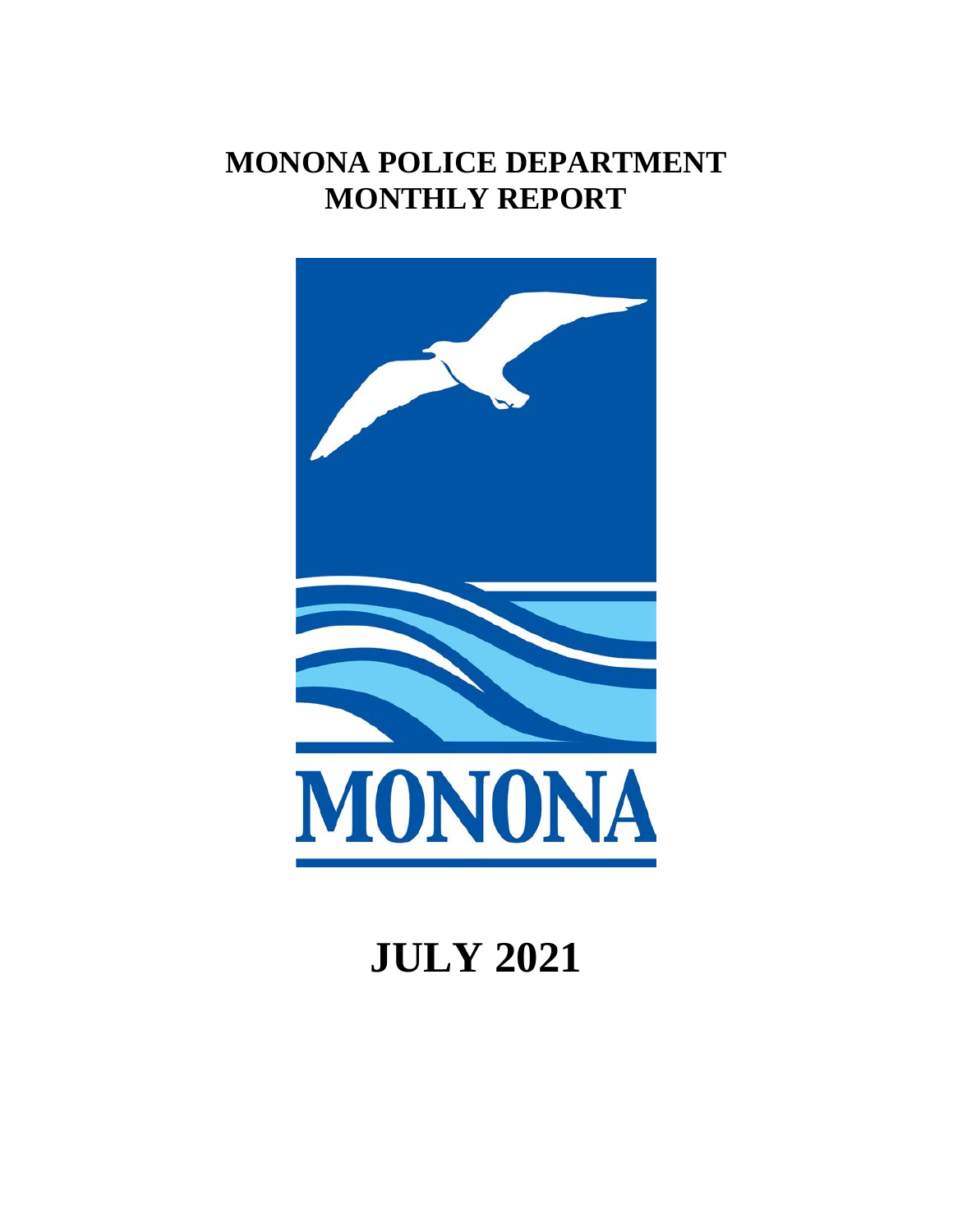# MONONA POLICE DEPARTMENT
# MONTHLY REPORT

MONONA

# JULY 2021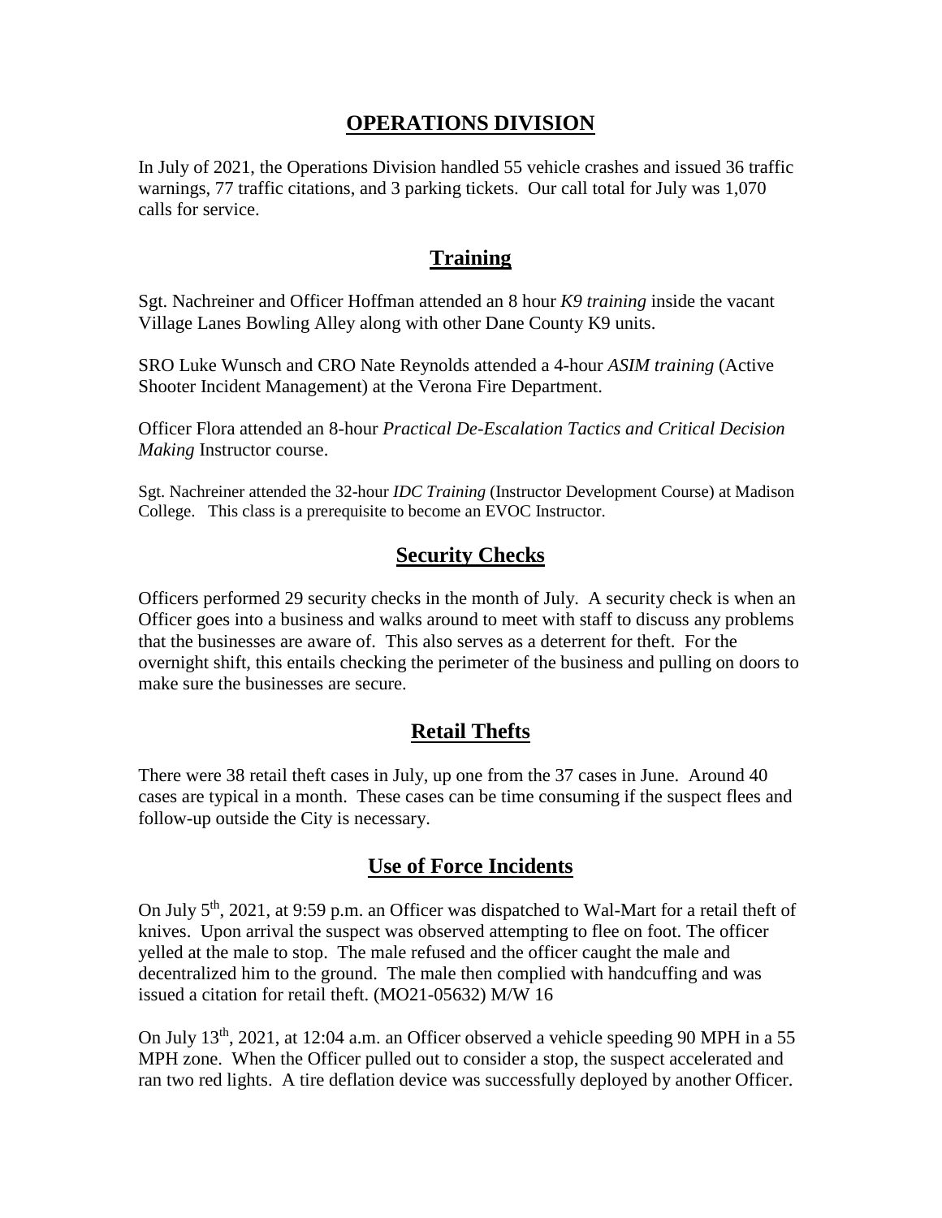## OPERATIONS DIVISION

In July of 2021, the Operations Division handled 55 vehicle crashes and issued 36 traffic warnings, 77 traffic citations, and 3 parking tickets. Our call total for July was 1,070 calls for service.

## Training

Sgt. Nachreiner and Officer Hoffman attended an 8 hour *K9 training* inside the vacant Village Lanes Bowling Alley along with other Dane County K9 units.

SRO Luke Wunsch and CRO Nate Reynolds attended a 4-hour *ASIM training* (Active Shooter Incident Management) at the Verona Fire Department.

Officer Flora attended an 8-hour *Practical De-Escalation Tactics and Critical Decision Making* Instructor course.

Sgt. Nachreiner attended the 32-hour *IDC Training* (Instructor Development Course) at Madison College. This class is a prerequisite to become an EVOC Instructor.

## Security Checks

Officers performed 29 security checks in the month of July. A security check is when an Officer goes into a business and walks around to meet with staff to discuss any problems that the businesses are aware of. This also serves as a deterrent for theft. For the overnight shift, this entails checking the perimeter of the business and pulling on doors to make sure the businesses are secure.

## Retail Thefts

There were 38 retail theft cases in July, up one from the 37 cases in June. Around 40 cases are typical in a month. These cases can be time consuming if the suspect flees and follow-up outside the City is necessary.

## Use of Force Incidents

On July 5th, 2021, at 9:59 p.m. an Officer was dispatched to Wal-Mart for a retail theft of knives. Upon arrival the suspect was observed attempting to flee on foot. The officer yelled at the male to stop. The male refused and the officer caught the male and decentralized him to the ground. The male then complied with handcuffing and was issued a citation for retail theft. (MO21-05632) M/W 16

On July 13th, 2021, at 12:04 a.m. an Officer observed a vehicle speeding 90 MPH in a 55 MPH zone. When the Officer pulled out to consider a stop, the suspect accelerated and ran two red lights. A tire deflation device was successfully deployed by another Officer.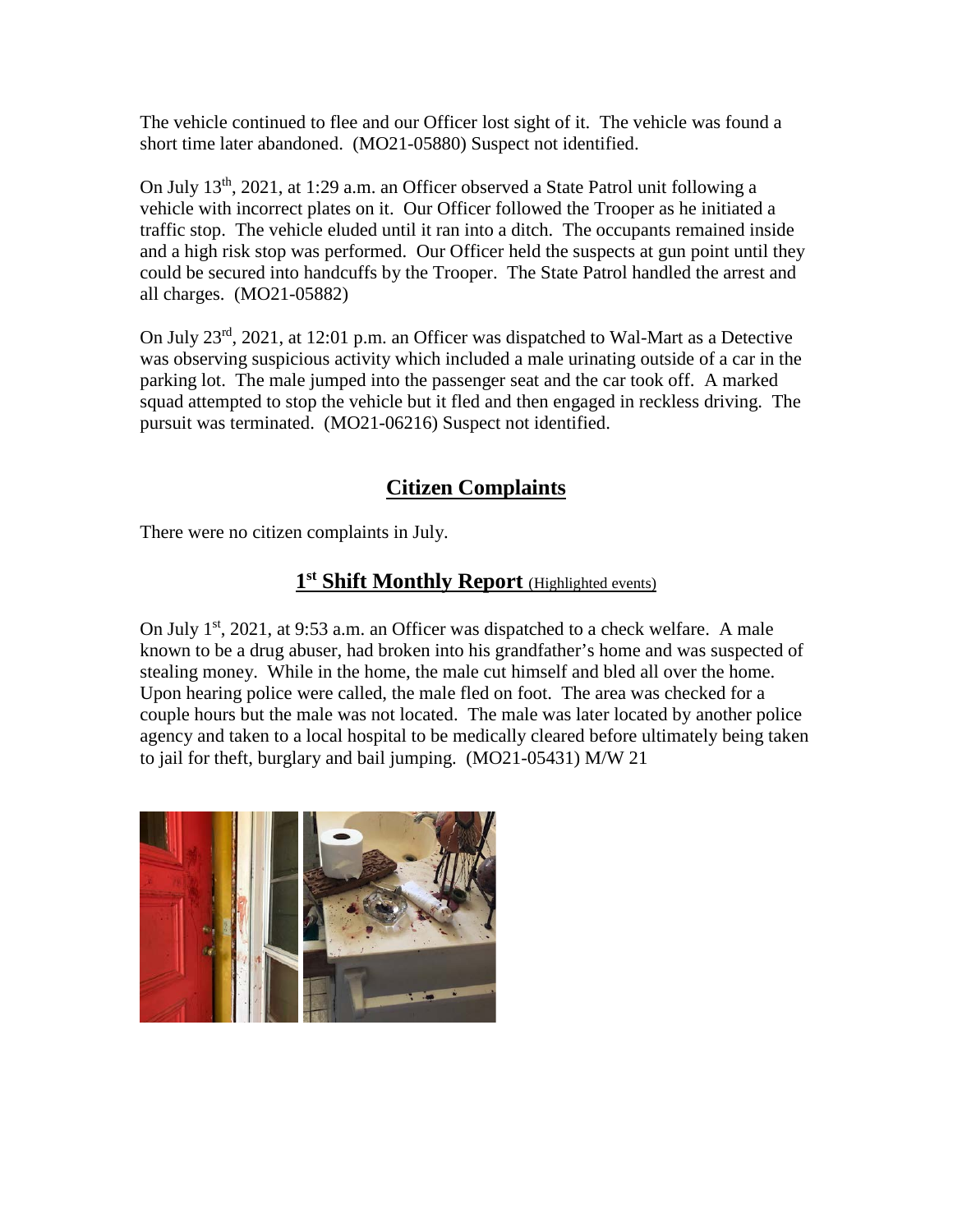The vehicle continued to flee and our Officer lost sight of it. The vehicle was found a short time later abandoned. (MO21-05880) Suspect not identified.

On July 13th, 2021, at 1:29 a.m. an Officer observed a State Patrol unit following a vehicle with incorrect plates on it. Our Officer followed the Trooper as he initiated a traffic stop. The vehicle eluded until it ran into a ditch. The occupants remained inside and a high risk stop was performed. Our Officer held the suspects at gun point until they could be secured into handcuffs by the Trooper. The State Patrol handled the arrest and all charges. (MO21-05882)

On July 23rd, 2021, at 12:01 p.m. an Officer was dispatched to Wal-Mart as a Detective was observing suspicious activity which included a male urinating outside of a car in the parking lot. The male jumped into the passenger seat and the car took off. A marked squad attempted to stop the vehicle but it fled and then engaged in reckless driving. The pursuit was terminated. (MO21-06216) Suspect not identified.

## Citizen Complaints

There were no citizen complaints in July.

## 1st Shift Monthly Report (Highlighted events)

On July 1st, 2021, at 9:53 a.m. an Officer was dispatched to a check welfare. A male known to be a drug abuser, had broken into his grandfather's home and was suspected of stealing money. While in the home, the male cut himself and bled all over the home. Upon hearing police were called, the male fled on foot. The area was checked for a couple hours but the male was not located. The male was later located by another police agency and taken to a local hospital to be medically cleared before ultimately being taken to jail for theft, burglary and bail jumping. (MO21-05431) M/W 21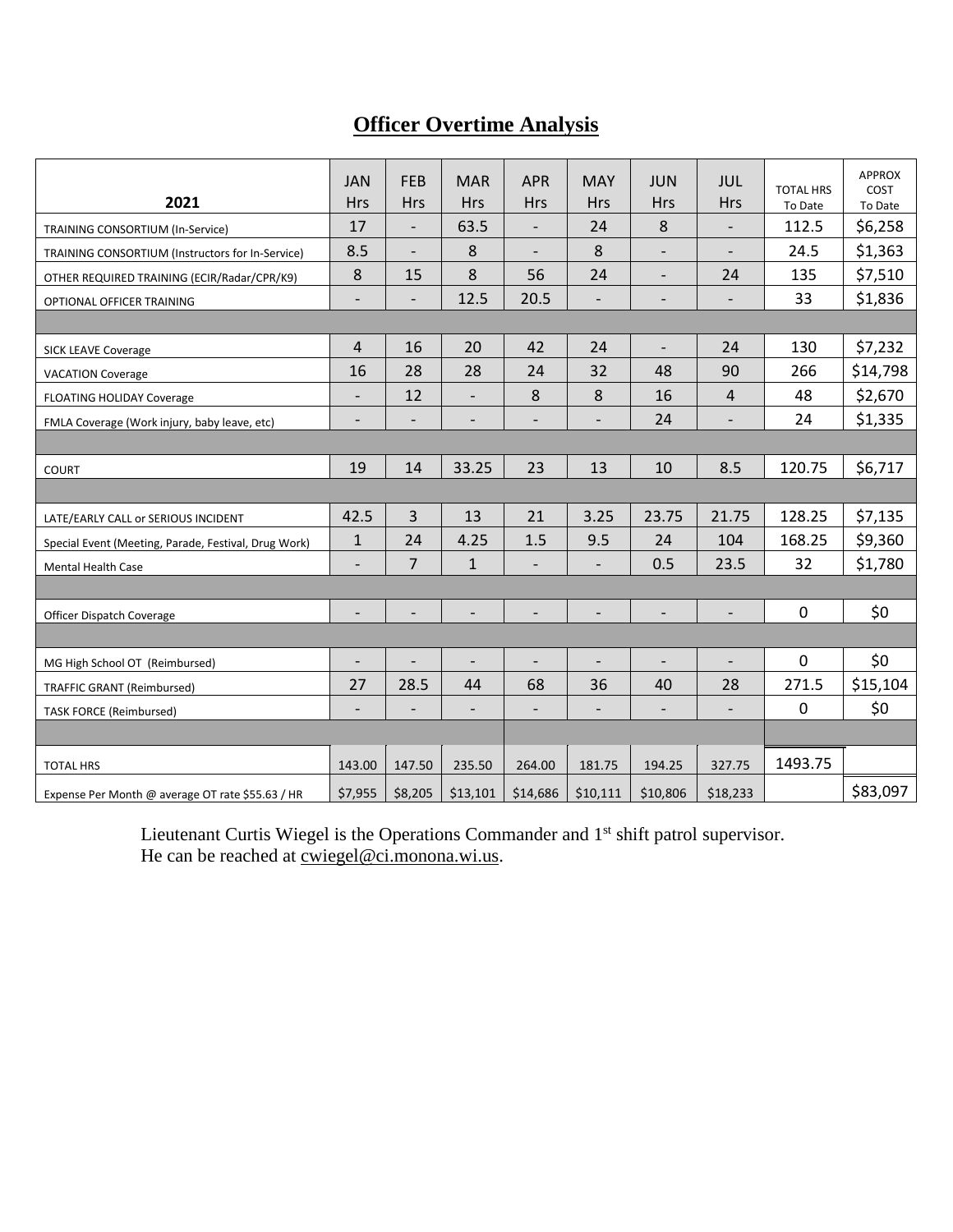# Officer Overtime Analysis

| 2021 | JAN Hrs | FEB Hrs | MAR Hrs | APR Hrs | MAY Hrs | JUN Hrs | JUL Hrs | TOTAL HRS To Date | APPROX COST To Date |
|---|---|---|---|---|---|---|---|---|---|
| TRAINING CONSORTIUM (In-Service) | 17 | - | 63.5 | - | 24 | 8 | - | 112.5 | $6,258 |
| TRAINING CONSORTIUM (Instructors for In-Service) | 8.5 | - | 8 | - | 8 | - | - | 24.5 | $1,363 |
| OTHER REQUIRED TRAINING (ECIR/Radar/CPR/K9) | 8 | 15 | 8 | 56 | 24 | - | 24 | 135 | $7,510 |
| OPTIONAL OFFICER TRAINING | - | - | 12.5 | 20.5 | - | - | - | 33 | $1,836 |
| | | | | | | | | | |
| SICK LEAVE Coverage | 4 | 16 | 20 | 42 | 24 | - | 24 | 130 | $7,232 |
| VACATION Coverage | 16 | 28 | 28 | 24 | 32 | 48 | 90 | 266 | $14,798 |
| FLOATING HOLIDAY Coverage | - | 12 | - | 8 | 8 | 16 | 4 | 48 | $2,670 |
| FMLA Coverage (Work injury, baby leave, etc) | - | - | - | - | - | 24 | - | 24 | $1,335 |
| | | | | | | | | | |
| COURT | 19 | 14 | 33.25 | 23 | 13 | 10 | 8.5 | 120.75 | $6,717 |
| | | | | | | | | | |
| LATE/EARLY CALL or SERIOUS INCIDENT | 42.5 | 3 | 13 | 21 | 3.25 | 23.75 | 21.75 | 128.25 | $7,135 |
| Special Event (Meeting, Parade, Festival, Drug Work) | 1 | 24 | 4.25 | 1.5 | 9.5 | 24 | 104 | 168.25 | $9,360 |
| Mental Health Case | - | 7 | 1 | - | - | 0.5 | 23.5 | 32 | $1,780 |
| | | | | | | | | | |
| Officer Dispatch Coverage | - | - | - | - | - | - | - | 0 | $0 |
| | | | | | | | | | |
| MG High School OT (Reimbursed) | - | - | - | - | - | - | - | 0 | $0 |
| TRAFFIC GRANT (Reimbursed) | 27 | 28.5 | 44 | 68 | 36 | 40 | 28 | 271.5 | $15,104 |
| TASK FORCE (Reimbursed) | - | - | - | - | - | - | - | 0 | $0 |
| | | | | | | | | | |
| TOTAL HRS | 143.00 | 147.50 | 235.50 | 264.00 | 181.75 | 194.25 | 327.75 | 1493.75 | |
| Expense Per Month @ average OT rate $55.63 / HR | $7,955 | $8,205 | $13,101 | $14,686 | $10,111 | $10,806 | $18,233 | | $83,097 |

Lieutenant Curtis Wiegel is the Operations Commander and 1st shift patrol supervisor.
He can be reached at cwiegel@ci.monona.wi.us.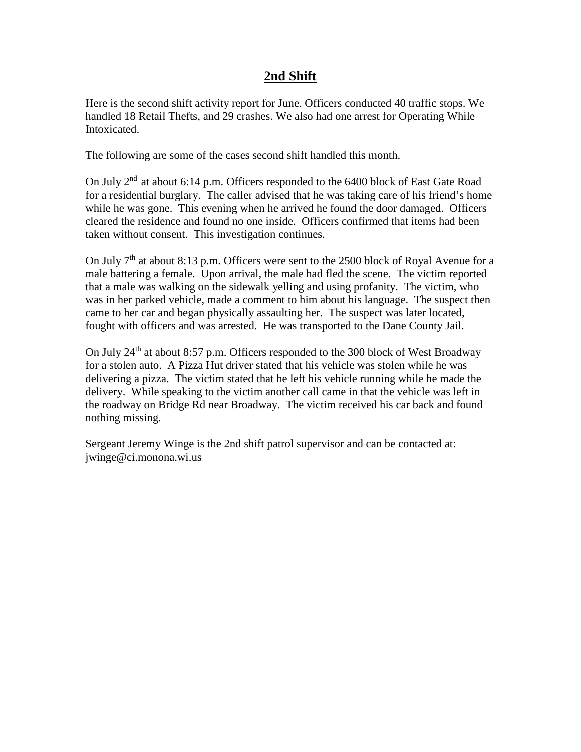## 2nd Shift

Here is the second shift activity report for June. Officers conducted 40 traffic stops. We handled 18 Retail Thefts, and 29 crashes. We also had one arrest for Operating While Intoxicated.

The following are some of the cases second shift handled this month.

On July 2nd at about 6:14 p.m. Officers responded to the 6400 block of East Gate Road for a residential burglary. The caller advised that he was taking care of his friend's home while he was gone. This evening when he arrived he found the door damaged. Officers cleared the residence and found no one inside. Officers confirmed that items had been taken without consent. This investigation continues.

On July 7th at about 8:13 p.m. Officers were sent to the 2500 block of Royal Avenue for a male battering a female. Upon arrival, the male had fled the scene. The victim reported that a male was walking on the sidewalk yelling and using profanity. The victim, who was in her parked vehicle, made a comment to him about his language. The suspect then came to her car and began physically assaulting her. The suspect was later located, fought with officers and was arrested. He was transported to the Dane County Jail.

On July 24th at about 8:57 p.m. Officers responded to the 300 block of West Broadway for a stolen auto. A Pizza Hut driver stated that his vehicle was stolen while he was delivering a pizza. The victim stated that he left his vehicle running while he made the delivery. While speaking to the victim another call came in that the vehicle was left in the roadway on Bridge Rd near Broadway. The victim received his car back and found nothing missing.

Sergeant Jeremy Winge is the 2nd shift patrol supervisor and can be contacted at: jwinge@ci.monona.wi.us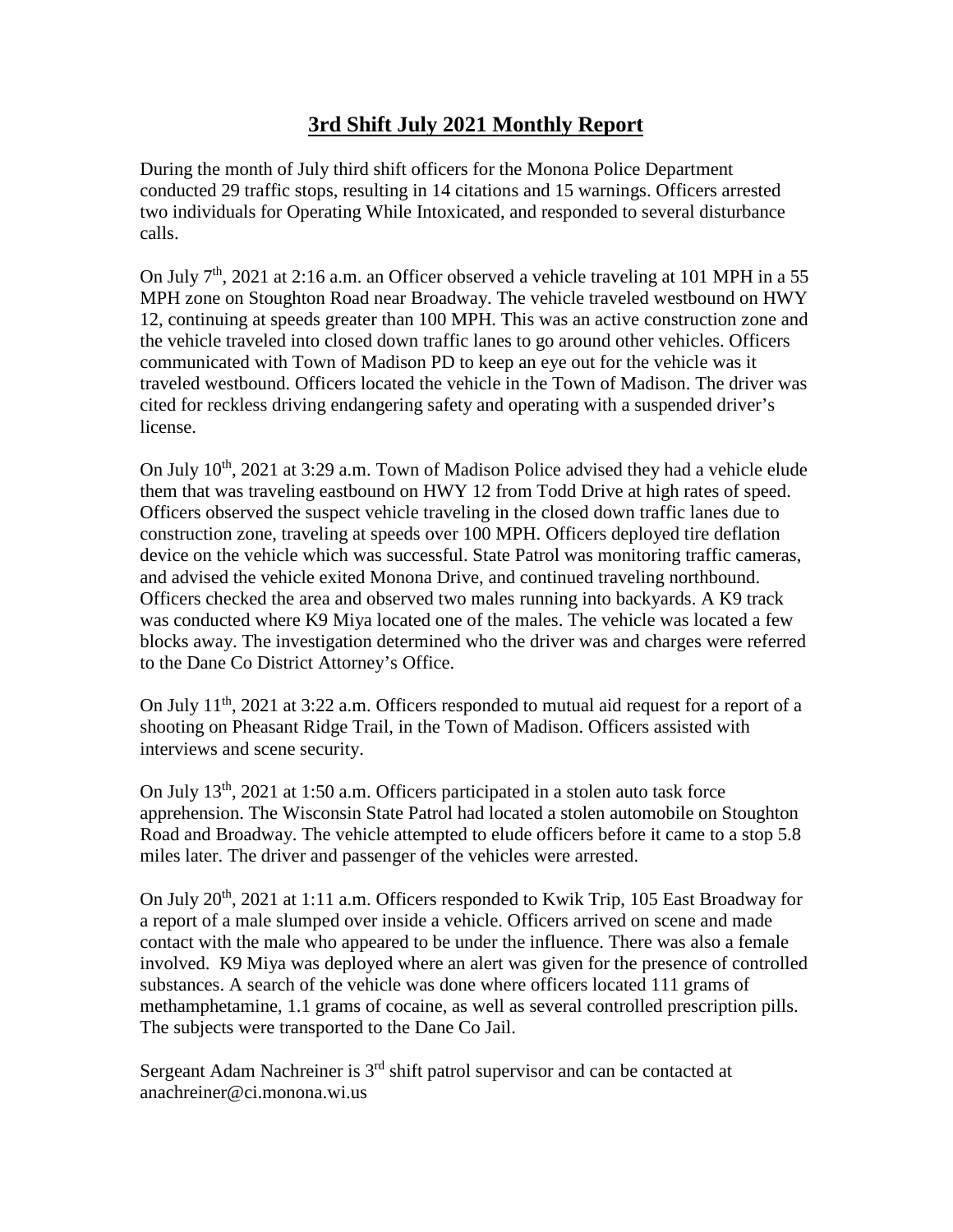# 3rd Shift July 2021 Monthly Report

During the month of July third shift officers for the Monona Police Department conducted 29 traffic stops, resulting in 14 citations and 15 warnings. Officers arrested two individuals for Operating While Intoxicated, and responded to several disturbance calls.

On July 7th, 2021 at 2:16 a.m. an Officer observed a vehicle traveling at 101 MPH in a 55 MPH zone on Stoughton Road near Broadway. The vehicle traveled westbound on HWY 12, continuing at speeds greater than 100 MPH. This was an active construction zone and the vehicle traveled into closed down traffic lanes to go around other vehicles. Officers communicated with Town of Madison PD to keep an eye out for the vehicle was it traveled westbound. Officers located the vehicle in the Town of Madison. The driver was cited for reckless driving endangering safety and operating with a suspended driver's license.

On July 10th, 2021 at 3:29 a.m. Town of Madison Police advised they had a vehicle elude them that was traveling eastbound on HWY 12 from Todd Drive at high rates of speed. Officers observed the suspect vehicle traveling in the closed down traffic lanes due to construction zone, traveling at speeds over 100 MPH. Officers deployed tire deflation device on the vehicle which was successful. State Patrol was monitoring traffic cameras, and advised the vehicle exited Monona Drive, and continued traveling northbound. Officers checked the area and observed two males running into backyards. A K9 track was conducted where K9 Miya located one of the males. The vehicle was located a few blocks away. The investigation determined who the driver was and charges were referred to the Dane Co District Attorney's Office.

On July 11th, 2021 at 3:22 a.m. Officers responded to mutual aid request for a report of a shooting on Pheasant Ridge Trail, in the Town of Madison. Officers assisted with interviews and scene security.

On July 13th, 2021 at 1:50 a.m. Officers participated in a stolen auto task force apprehension. The Wisconsin State Patrol had located a stolen automobile on Stoughton Road and Broadway. The vehicle attempted to elude officers before it came to a stop 5.8 miles later. The driver and passenger of the vehicles were arrested.

On July 20th, 2021 at 1:11 a.m. Officers responded to Kwik Trip, 105 East Broadway for a report of a male slumped over inside a vehicle. Officers arrived on scene and made contact with the male who appeared to be under the influence. There was also a female involved. K9 Miya was deployed where an alert was given for the presence of controlled substances. A search of the vehicle was done where officers located 111 grams of methamphetamine, 1.1 grams of cocaine, as well as several controlled prescription pills. The subjects were transported to the Dane Co Jail.

Sergeant Adam Nachreiner is 3rd shift patrol supervisor and can be contacted at anachreiner@ci.monona.wi.us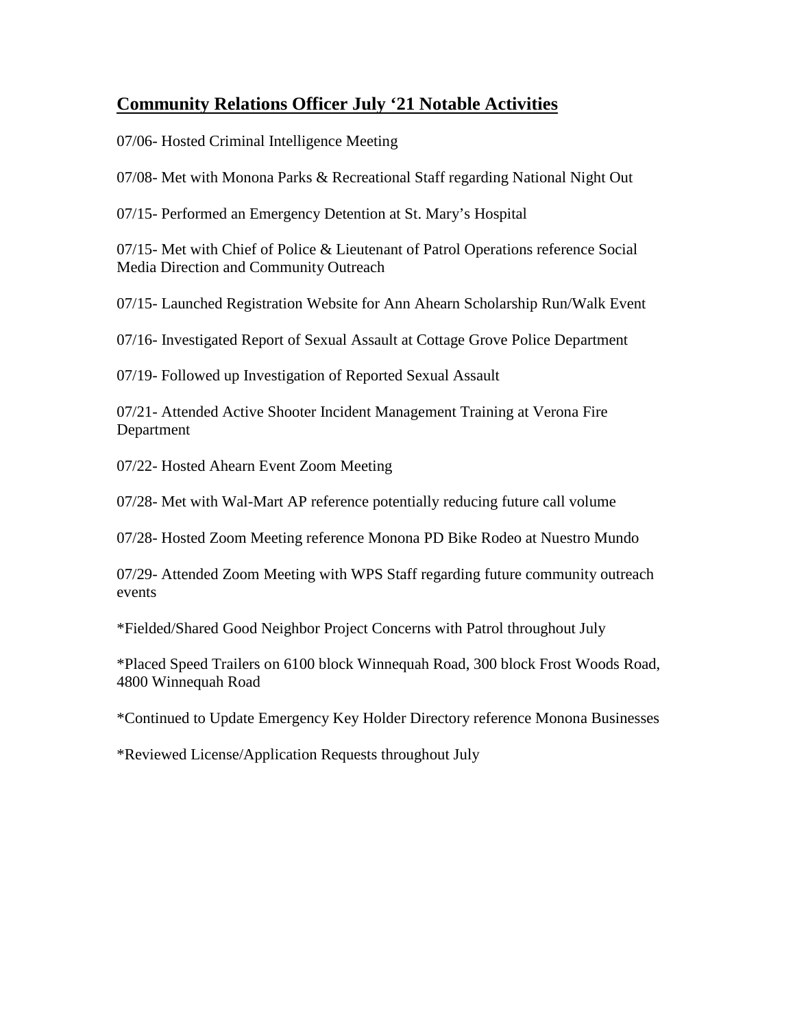## Community Relations Officer July '21 Notable Activities

07/06- Hosted Criminal Intelligence Meeting

07/08- Met with Monona Parks & Recreational Staff regarding National Night Out

07/15- Performed an Emergency Detention at St. Mary's Hospital

07/15- Met with Chief of Police & Lieutenant of Patrol Operations reference Social Media Direction and Community Outreach

07/15- Launched Registration Website for Ann Ahearn Scholarship Run/Walk Event

07/16- Investigated Report of Sexual Assault at Cottage Grove Police Department

07/19- Followed up Investigation of Reported Sexual Assault

07/21- Attended Active Shooter Incident Management Training at Verona Fire Department

07/22- Hosted Ahearn Event Zoom Meeting

07/28- Met with Wal-Mart AP reference potentially reducing future call volume

07/28- Hosted Zoom Meeting reference Monona PD Bike Rodeo at Nuestro Mundo

07/29- Attended Zoom Meeting with WPS Staff regarding future community outreach events

*Fielded/Shared Good Neighbor Project Concerns with Patrol throughout July

*Placed Speed Trailers on 6100 block Winnequah Road, 300 block Frost Woods Road, 4800 Winnequah Road

*Continued to Update Emergency Key Holder Directory reference Monona Businesses

*Reviewed License/Application Requests throughout July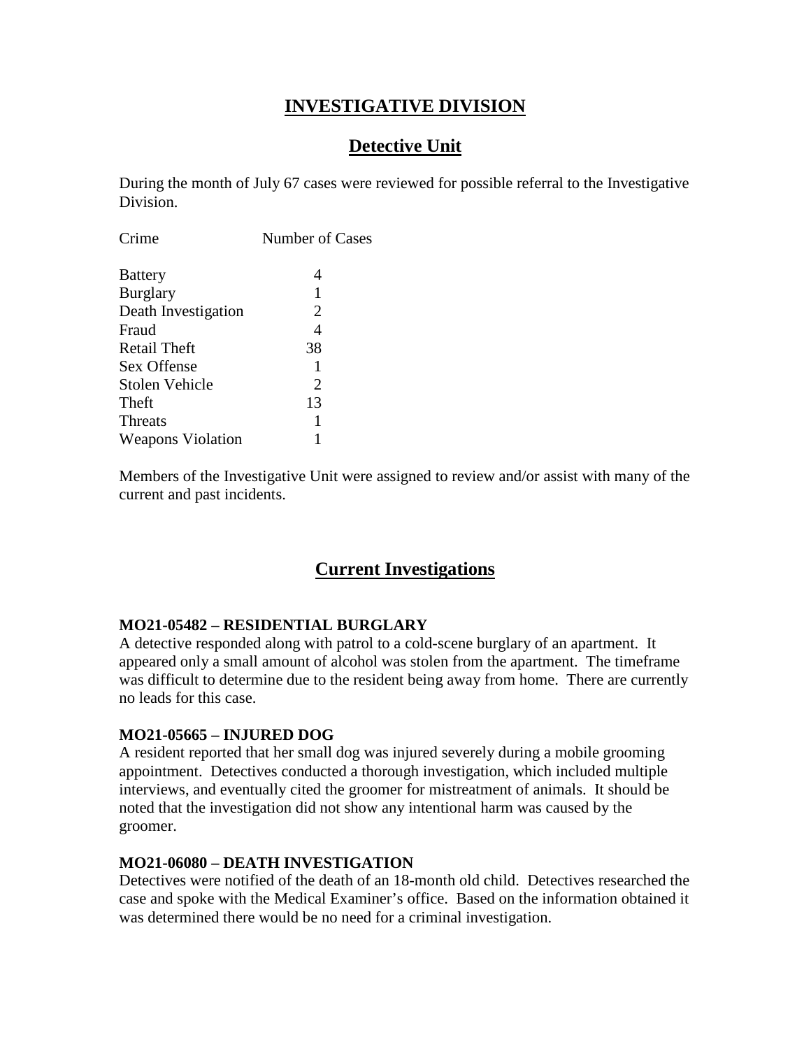# INVESTIGATIVE DIVISION

## Detective Unit

During the month of July 67 cases were reviewed for possible referral to the Investigative Division.

| Crime | Number of Cases |
|---|---|
| Battery | 4 |
| Burglary | 1 |
| Death Investigation | 2 |
| Fraud | 4 |
| Retail Theft | 38 |
| Sex Offense | 1 |
| Stolen Vehicle | 2 |
| Theft | 13 |
| Threats | 1 |
| Weapons Violation | 1 |

Members of the Investigative Unit were assigned to review and/or assist with many of the current and past incidents.

## Current Investigations

**MO21-05482 – RESIDENTIAL BURGLARY**
A detective responded along with patrol to a cold-scene burglary of an apartment. It appeared only a small amount of alcohol was stolen from the apartment. The timeframe was difficult to determine due to the resident being away from home. There are currently no leads for this case.

**MO21-05665 – INJURED DOG**
A resident reported that her small dog was injured severely during a mobile grooming appointment. Detectives conducted a thorough investigation, which included multiple interviews, and eventually cited the groomer for mistreatment of animals. It should be noted that the investigation did not show any intentional harm was caused by the groomer.

**MO21-06080 – DEATH INVESTIGATION**
Detectives were notified of the death of an 18-month old child. Detectives researched the case and spoke with the Medical Examiner's office. Based on the information obtained it was determined there would be no need for a criminal investigation.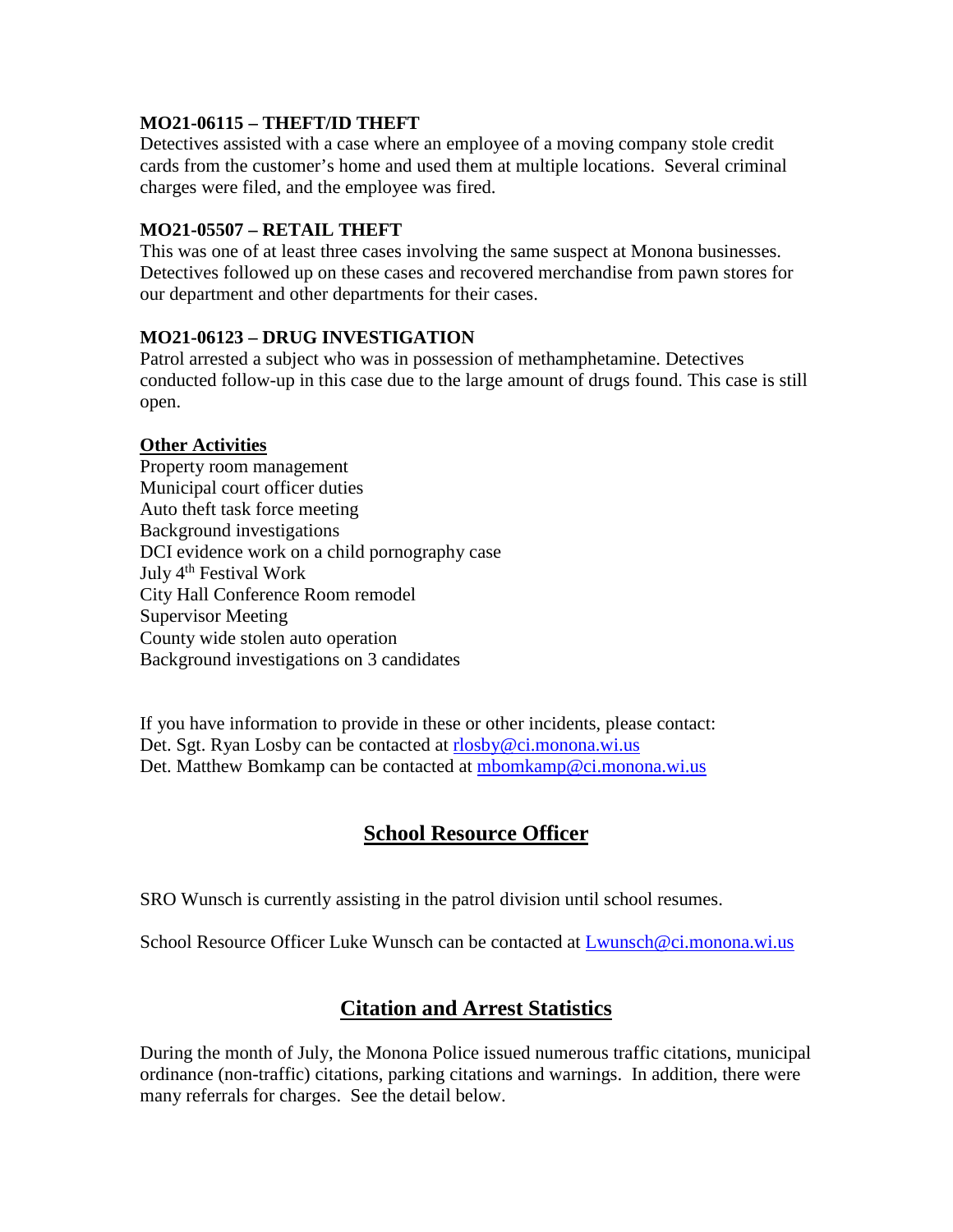**MO21-06115 – THEFT/ID THEFT**
Detectives assisted with a case where an employee of a moving company stole credit cards from the customer's home and used them at multiple locations. Several criminal charges were filed, and the employee was fired.

**MO21-05507 – RETAIL THEFT**
This was one of at least three cases involving the same suspect at Monona businesses. Detectives followed up on these cases and recovered merchandise from pawn stores for our department and other departments for their cases.

**MO21-06123 – DRUG INVESTIGATION**
Patrol arrested a subject who was in possession of methamphetamine. Detectives conducted follow-up in this case due to the large amount of drugs found. This case is still open.

**Other Activities**

Property room management
Municipal court officer duties
Auto theft task force meeting
Background investigations
DCI evidence work on a child pornography case
July 4th Festival Work
City Hall Conference Room remodel
Supervisor Meeting
County wide stolen auto operation
Background investigations on 3 candidates

If you have information to provide in these or other incidents, please contact:
Det. Sgt. Ryan Losby can be contacted at rlosby@ci.monona.wi.us
Det. Matthew Bomkamp can be contacted at mbomkamp@ci.monona.wi.us

## School Resource Officer

SRO Wunsch is currently assisting in the patrol division until school resumes.

School Resource Officer Luke Wunsch can be contacted at Lwunsch@ci.monona.wi.us

## Citation and Arrest Statistics

During the month of July, the Monona Police issued numerous traffic citations, municipal ordinance (non-traffic) citations, parking citations and warnings. In addition, there were many referrals for charges. See the detail below.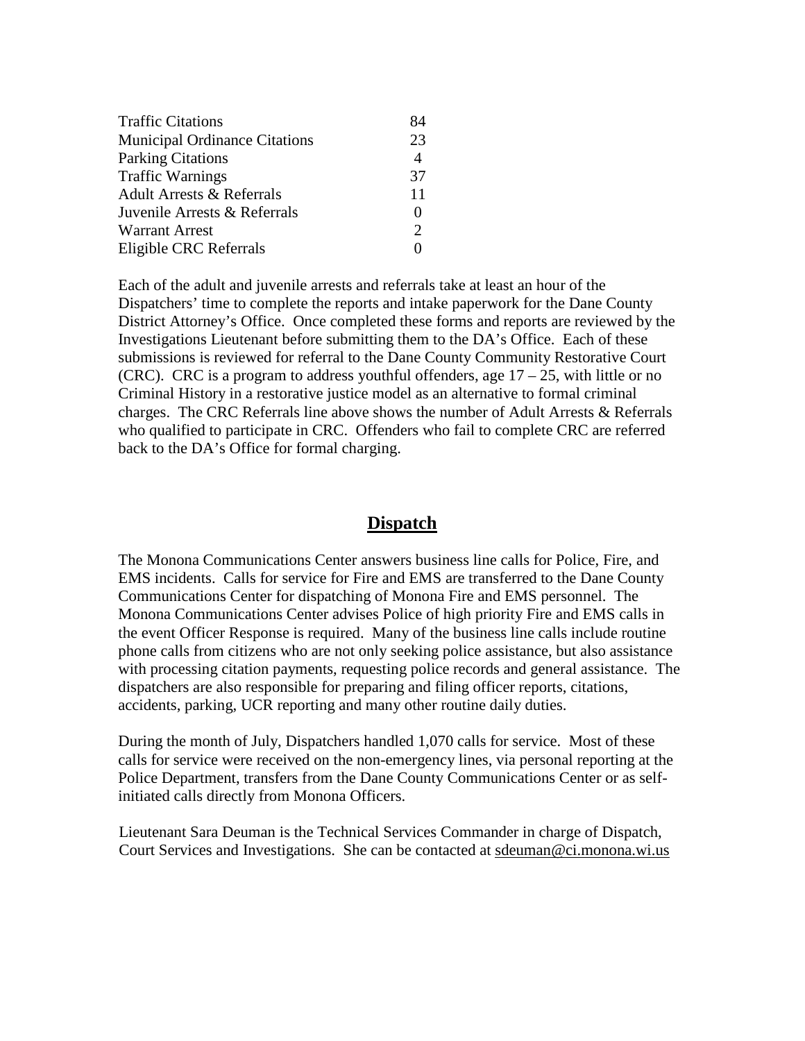| | |
|---|---|
| Traffic Citations | 84 |
| Municipal Ordinance Citations | 23 |
| Parking Citations | 4 |
| Traffic Warnings | 37 |
| Adult Arrests & Referrals | 11 |
| Juvenile Arrests & Referrals | 0 |
| Warrant Arrest | 2 |
| Eligible CRC Referrals | 0 |

Each of the adult and juvenile arrests and referrals take at least an hour of the Dispatchers' time to complete the reports and intake paperwork for the Dane County District Attorney's Office. Once completed these forms and reports are reviewed by the Investigations Lieutenant before submitting them to the DA's Office. Each of these submissions is reviewed for referral to the Dane County Community Restorative Court (CRC). CRC is a program to address youthful offenders, age 17 – 25, with little or no Criminal History in a restorative justice model as an alternative to formal criminal charges. The CRC Referrals line above shows the number of Adult Arrests & Referrals who qualified to participate in CRC. Offenders who fail to complete CRC are referred back to the DA's Office for formal charging.

## Dispatch

The Monona Communications Center answers business line calls for Police, Fire, and EMS incidents. Calls for service for Fire and EMS are transferred to the Dane County Communications Center for dispatching of Monona Fire and EMS personnel. The Monona Communications Center advises Police of high priority Fire and EMS calls in the event Officer Response is required. Many of the business line calls include routine phone calls from citizens who are not only seeking police assistance, but also assistance with processing citation payments, requesting police records and general assistance. The dispatchers are also responsible for preparing and filing officer reports, citations, accidents, parking, UCR reporting and many other routine daily duties.

During the month of July, Dispatchers handled 1,070 calls for service. Most of these calls for service were received on the non-emergency lines, via personal reporting at the Police Department, transfers from the Dane County Communications Center or as self-initiated calls directly from Monona Officers.

Lieutenant Sara Deuman is the Technical Services Commander in charge of Dispatch, Court Services and Investigations. She can be contacted at sdeuman@ci.monona.wi.us